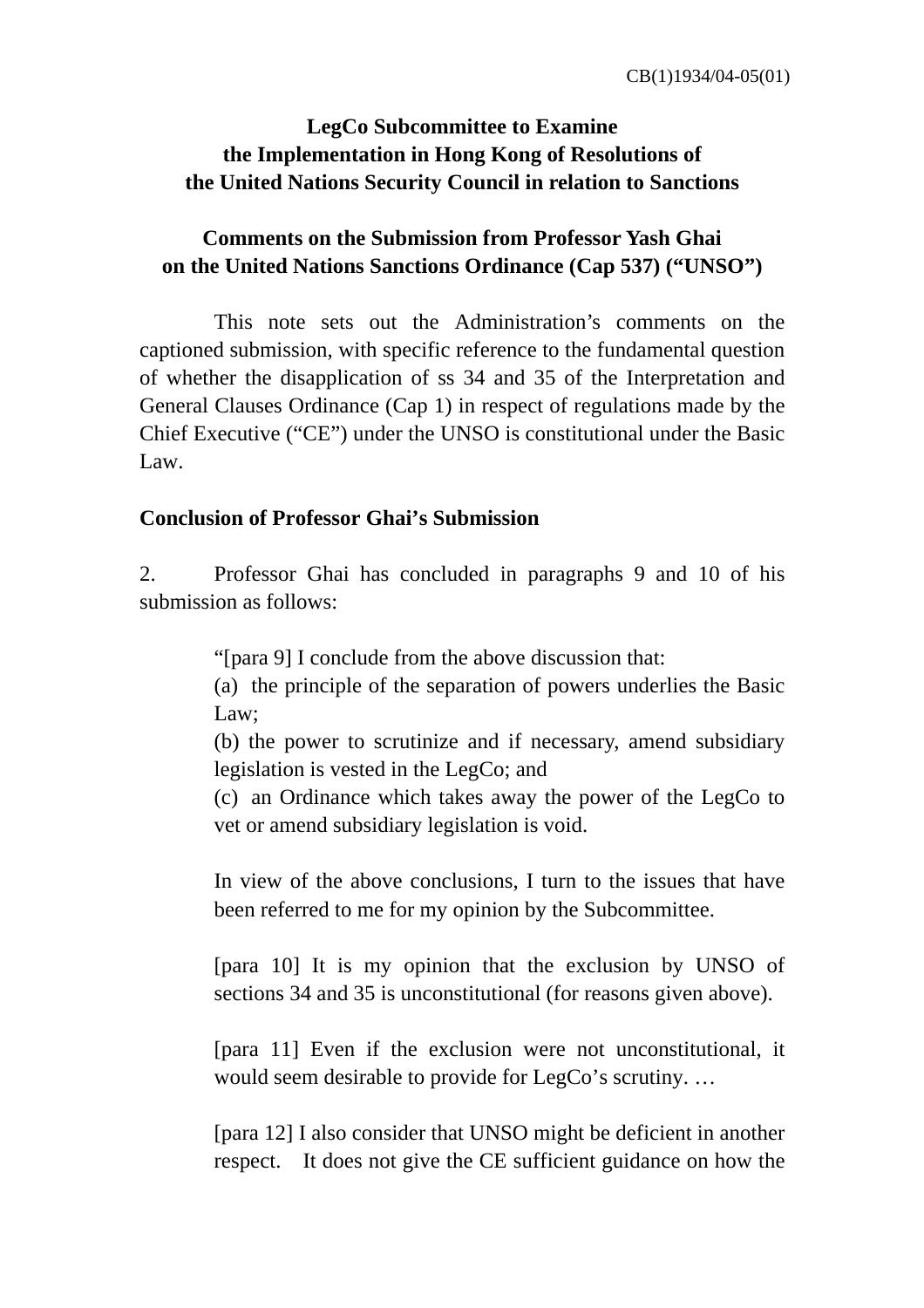CB(1)1934/04-05(01)

**LegCo Subcommittee to Examine the Implementation in Hong Kong of Resolutions of the United Nations Security Council in relation to Sanctions**

**Comments on the Submission from Professor Yash Ghai on the United Nations Sanctions Ordinance (Cap 537) ("UNSO")**

This note sets out the Administration's comments on the captioned submission, with specific reference to the fundamental question of whether the disapplication of ss 34 and 35 of the Interpretation and General Clauses Ordinance (Cap 1) in respect of regulations made by the Chief Executive ("CE") under the UNSO is constitutional under the Basic Law.

**Conclusion of Professor Ghai's Submission**

2. Professor Ghai has concluded in paragraphs 9 and 10 of his submission as follows:

> "[para 9] I conclude from the above discussion that:
> (a) the principle of the separation of powers underlies the Basic Law;
> (b) the power to scrutinize and if necessary, amend subsidiary legislation is vested in the LegCo; and
> (c) an Ordinance which takes away the power of the LegCo to vet or amend subsidiary legislation is void.
>
> In view of the above conclusions, I turn to the issues that have been referred to me for my opinion by the Subcommittee.
>
> [para 10] It is my opinion that the exclusion by UNSO of sections 34 and 35 is unconstitutional (for reasons given above).
>
> [para 11] Even if the exclusion were not unconstitutional, it would seem desirable to provide for LegCo's scrutiny. …
>
> [para 12] I also consider that UNSO might be deficient in another respect. It does not give the CE sufficient guidance on how the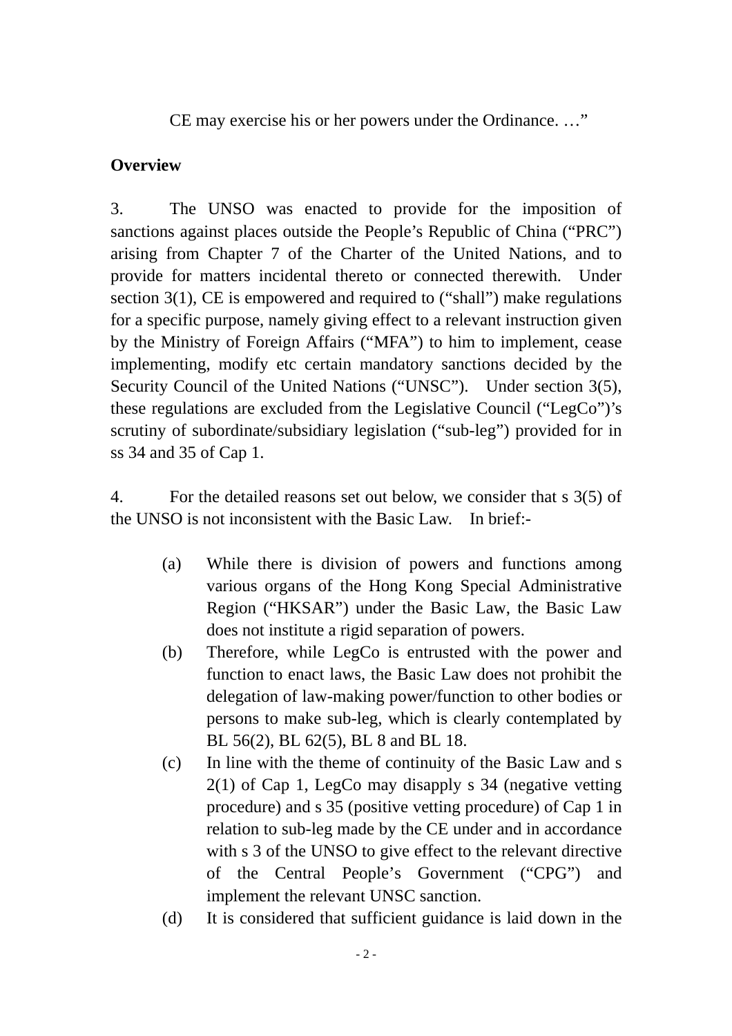CE may exercise his or her powers under the Ordinance. …"

**Overview**

3. The UNSO was enacted to provide for the imposition of sanctions against places outside the People's Republic of China ("PRC") arising from Chapter 7 of the Charter of the United Nations, and to provide for matters incidental thereto or connected therewith. Under section 3(1), CE is empowered and required to ("shall") make regulations for a specific purpose, namely giving effect to a relevant instruction given by the Ministry of Foreign Affairs ("MFA") to him to implement, cease implementing, modify etc certain mandatory sanctions decided by the Security Council of the United Nations ("UNSC"). Under section 3(5), these regulations are excluded from the Legislative Council ("LegCo")'s scrutiny of subordinate/subsidiary legislation ("sub-leg") provided for in ss 34 and 35 of Cap 1.

4. For the detailed reasons set out below, we consider that s 3(5) of the UNSO is not inconsistent with the Basic Law. In brief:-

(a) While there is division of powers and functions among various organs of the Hong Kong Special Administrative Region ("HKSAR") under the Basic Law, the Basic Law does not institute a rigid separation of powers.

(b) Therefore, while LegCo is entrusted with the power and function to enact laws, the Basic Law does not prohibit the delegation of law-making power/function to other bodies or persons to make sub-leg, which is clearly contemplated by BL 56(2), BL 62(5), BL 8 and BL 18.

(c) In line with the theme of continuity of the Basic Law and s 2(1) of Cap 1, LegCo may disapply s 34 (negative vetting procedure) and s 35 (positive vetting procedure) of Cap 1 in relation to sub-leg made by the CE under and in accordance with s 3 of the UNSO to give effect to the relevant directive of the Central People's Government ("CPG") and implement the relevant UNSC sanction.

(d) It is considered that sufficient guidance is laid down in the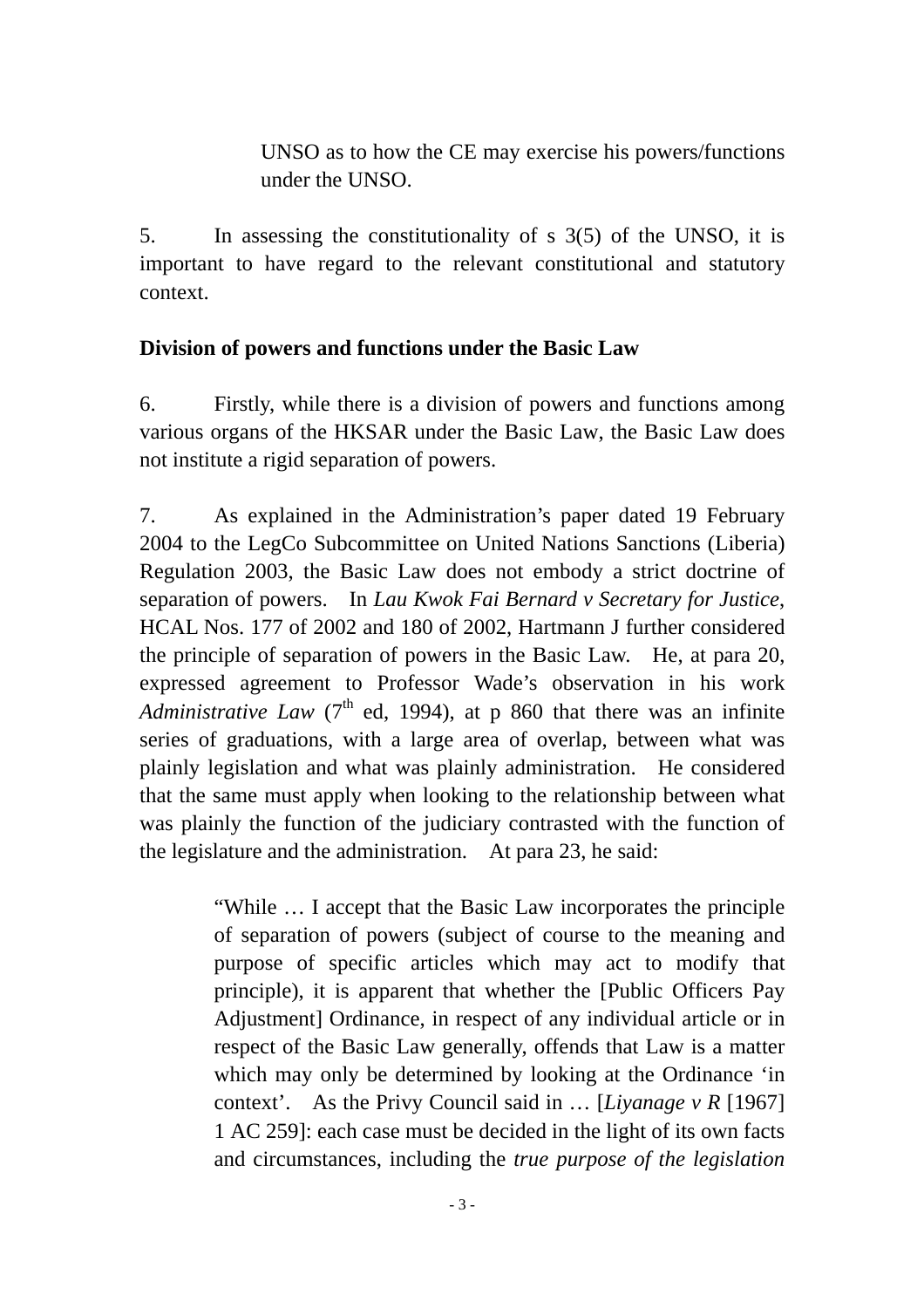UNSO as to how the CE may exercise his powers/functions under the UNSO.

5. In assessing the constitutionality of s 3(5) of the UNSO, it is important to have regard to the relevant constitutional and statutory context.

**Division of powers and functions under the Basic Law**

6. Firstly, while there is a division of powers and functions among various organs of the HKSAR under the Basic Law, the Basic Law does not institute a rigid separation of powers.

7. As explained in the Administration's paper dated 19 February 2004 to the LegCo Subcommittee on United Nations Sanctions (Liberia) Regulation 2003, the Basic Law does not embody a strict doctrine of separation of powers. In *Lau Kwok Fai Bernard v Secretary for Justice*, HCAL Nos. 177 of 2002 and 180 of 2002, Hartmann J further considered the principle of separation of powers in the Basic Law. He, at para 20, expressed agreement to Professor Wade's observation in his work *Administrative Law* (7th ed, 1994), at p 860 that there was an infinite series of graduations, with a large area of overlap, between what was plainly legislation and what was plainly administration. He considered that the same must apply when looking to the relationship between what was plainly the function of the judiciary contrasted with the function of the legislature and the administration. At para 23, he said:

> "While … I accept that the Basic Law incorporates the principle of separation of powers (subject of course to the meaning and purpose of specific articles which may act to modify that principle), it is apparent that whether the [Public Officers Pay Adjustment] Ordinance, in respect of any individual article or in respect of the Basic Law generally, offends that Law is a matter which may only be determined by looking at the Ordinance 'in context'. As the Privy Council said in … [*Liyanage v R* [1967] 1 AC 259]: each case must be decided in the light of its own facts and circumstances, including the *true purpose of the legislation*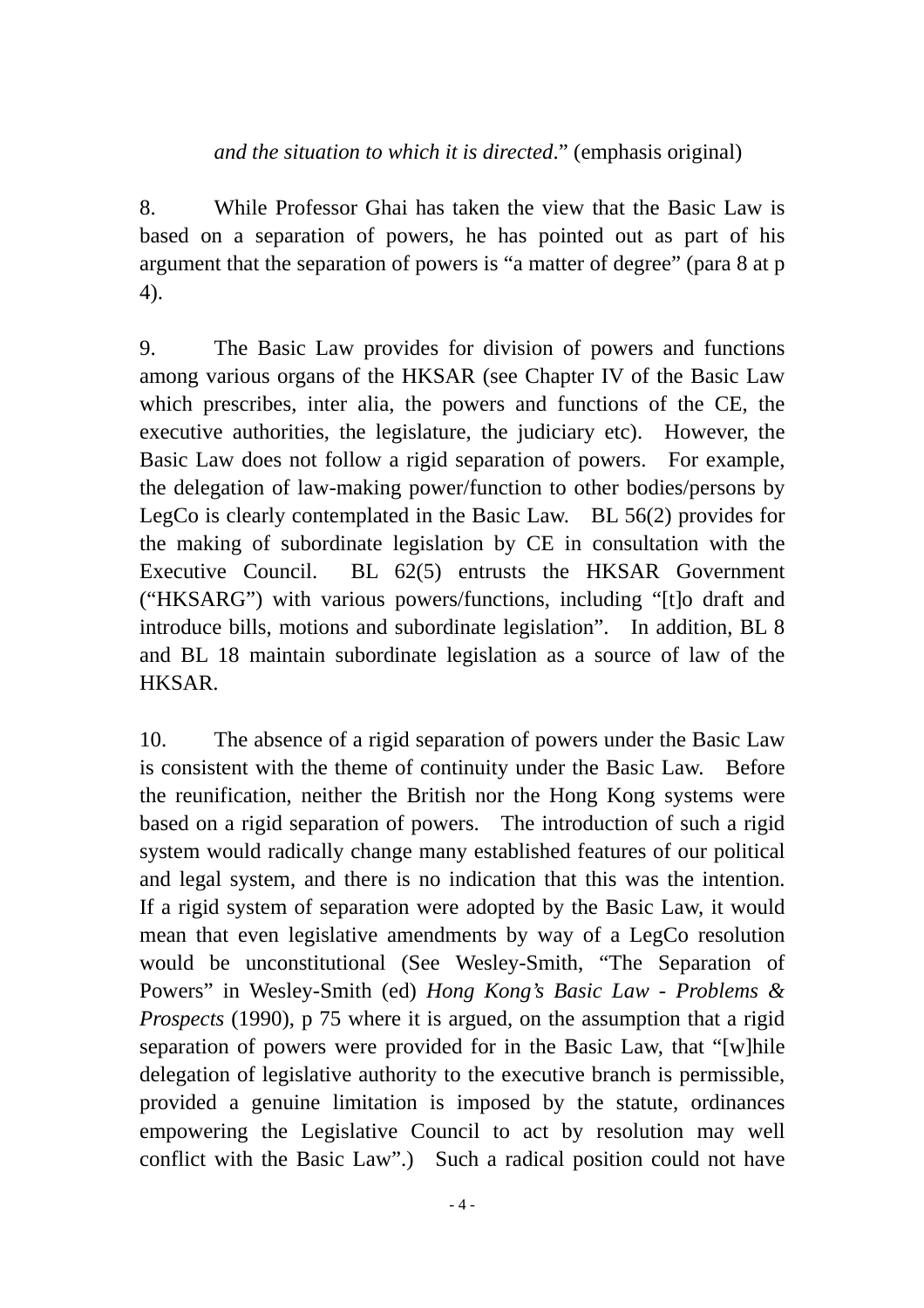*and the situation to which it is directed*." (emphasis original)

8. While Professor Ghai has taken the view that the Basic Law is based on a separation of powers, he has pointed out as part of his argument that the separation of powers is "a matter of degree" (para 8 at p 4).

9. The Basic Law provides for division of powers and functions among various organs of the HKSAR (see Chapter IV of the Basic Law which prescribes, inter alia, the powers and functions of the CE, the executive authorities, the legislature, the judiciary etc). However, the Basic Law does not follow a rigid separation of powers. For example, the delegation of law-making power/function to other bodies/persons by LegCo is clearly contemplated in the Basic Law. BL 56(2) provides for the making of subordinate legislation by CE in consultation with the Executive Council. BL 62(5) entrusts the HKSAR Government ("HKSARG") with various powers/functions, including "[t]o draft and introduce bills, motions and subordinate legislation". In addition, BL 8 and BL 18 maintain subordinate legislation as a source of law of the HKSAR.

10. The absence of a rigid separation of powers under the Basic Law is consistent with the theme of continuity under the Basic Law. Before the reunification, neither the British nor the Hong Kong systems were based on a rigid separation of powers. The introduction of such a rigid system would radically change many established features of our political and legal system, and there is no indication that this was the intention. If a rigid system of separation were adopted by the Basic Law, it would mean that even legislative amendments by way of a LegCo resolution would be unconstitutional (See Wesley-Smith, "The Separation of Powers" in Wesley-Smith (ed) *Hong Kong's Basic Law - Problems & Prospects* (1990), p 75 where it is argued, on the assumption that a rigid separation of powers were provided for in the Basic Law, that "[w]hile delegation of legislative authority to the executive branch is permissible, provided a genuine limitation is imposed by the statute, ordinances empowering the Legislative Council to act by resolution may well conflict with the Basic Law".) Such a radical position could not have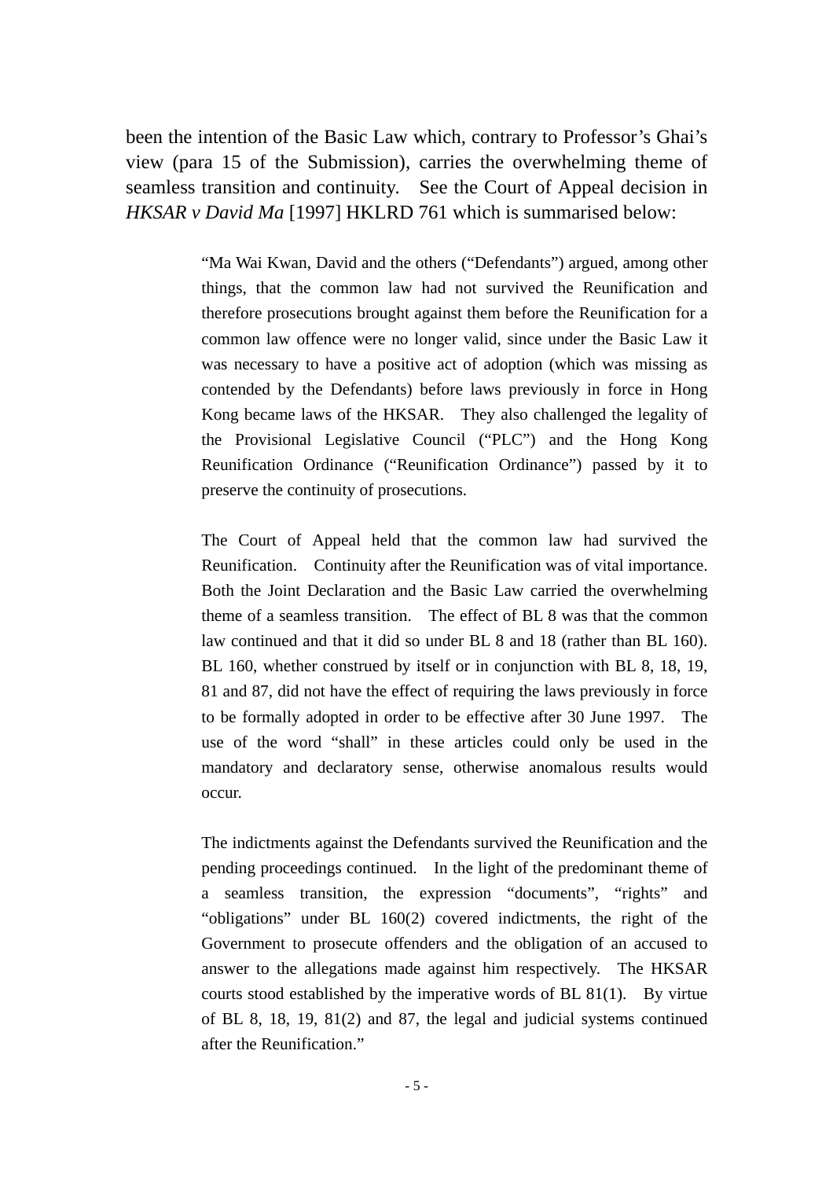been the intention of the Basic Law which, contrary to Professor's Ghai's view (para 15 of the Submission), carries the overwhelming theme of seamless transition and continuity. See the Court of Appeal decision in *HKSAR v David Ma* [1997] HKLRD 761 which is summarised below:

> "Ma Wai Kwan, David and the others ("Defendants") argued, among other things, that the common law had not survived the Reunification and therefore prosecutions brought against them before the Reunification for a common law offence were no longer valid, since under the Basic Law it was necessary to have a positive act of adoption (which was missing as contended by the Defendants) before laws previously in force in Hong Kong became laws of the HKSAR. They also challenged the legality of the Provisional Legislative Council ("PLC") and the Hong Kong Reunification Ordinance ("Reunification Ordinance") passed by it to preserve the continuity of prosecutions.
>
> The Court of Appeal held that the common law had survived the Reunification. Continuity after the Reunification was of vital importance. Both the Joint Declaration and the Basic Law carried the overwhelming theme of a seamless transition. The effect of BL 8 was that the common law continued and that it did so under BL 8 and 18 (rather than BL 160). BL 160, whether construed by itself or in conjunction with BL 8, 18, 19, 81 and 87, did not have the effect of requiring the laws previously in force to be formally adopted in order to be effective after 30 June 1997. The use of the word "shall" in these articles could only be used in the mandatory and declaratory sense, otherwise anomalous results would occur.
>
> The indictments against the Defendants survived the Reunification and the pending proceedings continued. In the light of the predominant theme of a seamless transition, the expression "documents", "rights" and "obligations" under BL 160(2) covered indictments, the right of the Government to prosecute offenders and the obligation of an accused to answer to the allegations made against him respectively. The HKSAR courts stood established by the imperative words of BL 81(1). By virtue of BL 8, 18, 19, 81(2) and 87, the legal and judicial systems continued after the Reunification."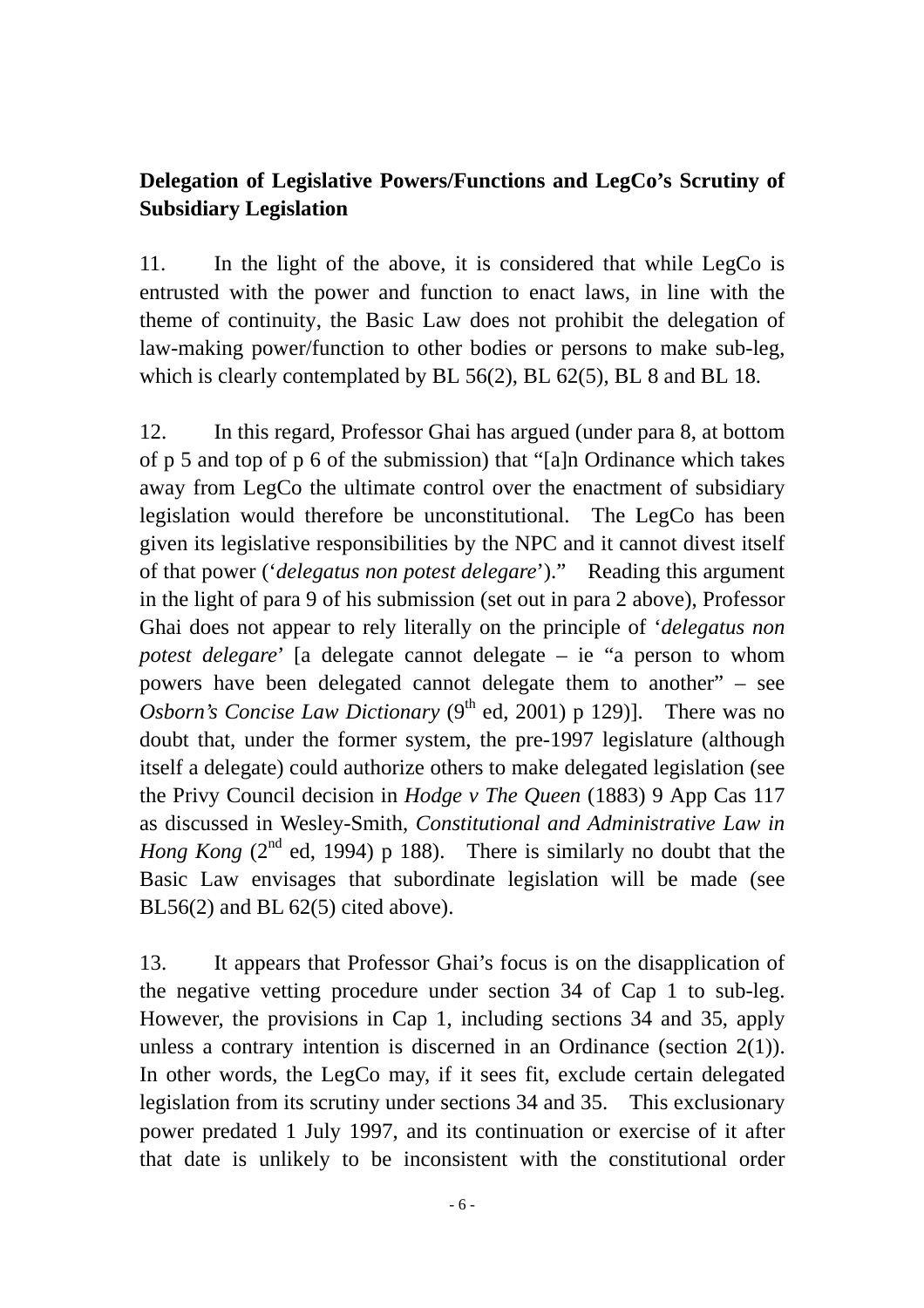**Delegation of Legislative Powers/Functions and LegCo's Scrutiny of Subsidiary Legislation**

11. In the light of the above, it is considered that while LegCo is entrusted with the power and function to enact laws, in line with the theme of continuity, the Basic Law does not prohibit the delegation of law-making power/function to other bodies or persons to make sub-leg, which is clearly contemplated by BL 56(2), BL 62(5), BL 8 and BL 18.

12. In this regard, Professor Ghai has argued (under para 8, at bottom of p 5 and top of p 6 of the submission) that "[a]n Ordinance which takes away from LegCo the ultimate control over the enactment of subsidiary legislation would therefore be unconstitutional. The LegCo has been given its legislative responsibilities by the NPC and it cannot divest itself of that power ('*delegatus non potest delegare*')." Reading this argument in the light of para 9 of his submission (set out in para 2 above), Professor Ghai does not appear to rely literally on the principle of '*delegatus non potest delegare*' [a delegate cannot delegate – ie "a person to whom powers have been delegated cannot delegate them to another" – see *Osborn's Concise Law Dictionary* (9th ed, 2001) p 129)]. There was no doubt that, under the former system, the pre-1997 legislature (although itself a delegate) could authorize others to make delegated legislation (see the Privy Council decision in *Hodge v The Queen* (1883) 9 App Cas 117 as discussed in Wesley-Smith, *Constitutional and Administrative Law in Hong Kong* (2nd ed, 1994) p 188). There is similarly no doubt that the Basic Law envisages that subordinate legislation will be made (see BL56(2) and BL 62(5) cited above).

13. It appears that Professor Ghai's focus is on the disapplication of the negative vetting procedure under section 34 of Cap 1 to sub-leg. However, the provisions in Cap 1, including sections 34 and 35, apply unless a contrary intention is discerned in an Ordinance (section 2(1)). In other words, the LegCo may, if it sees fit, exclude certain delegated legislation from its scrutiny under sections 34 and 35. This exclusionary power predated 1 July 1997, and its continuation or exercise of it after that date is unlikely to be inconsistent with the constitutional order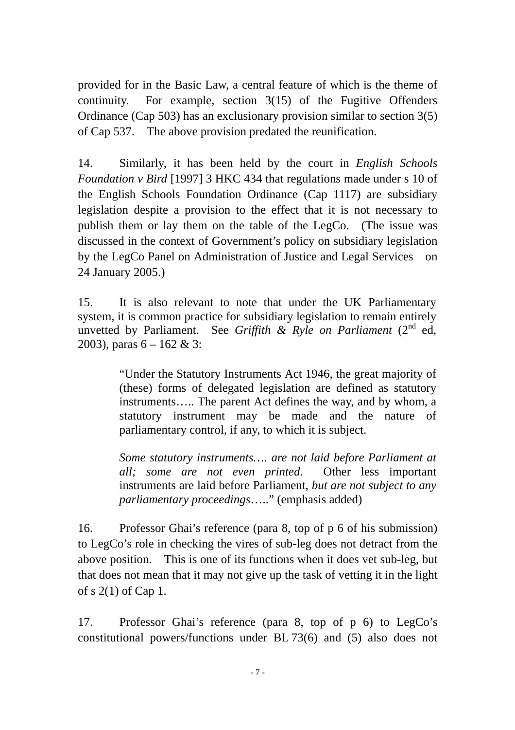provided for in the Basic Law, a central feature of which is the theme of continuity. For example, section 3(15) of the Fugitive Offenders Ordinance (Cap 503) has an exclusionary provision similar to section 3(5) of Cap 537. The above provision predated the reunification.

14. Similarly, it has been held by the court in *English Schools Foundation v Bird* [1997] 3 HKC 434 that regulations made under s 10 of the English Schools Foundation Ordinance (Cap 1117) are subsidiary legislation despite a provision to the effect that it is not necessary to publish them or lay them on the table of the LegCo. (The issue was discussed in the context of Government's policy on subsidiary legislation by the LegCo Panel on Administration of Justice and Legal Services on 24 January 2005.)

15. It is also relevant to note that under the UK Parliamentary system, it is common practice for subsidiary legislation to remain entirely unvetted by Parliament. See *Griffith & Ryle on Parliament* (2nd ed, 2003), paras 6 – 162 & 3:

> "Under the Statutory Instruments Act 1946, the great majority of (these) forms of delegated legislation are defined as statutory instruments….. The parent Act defines the way, and by whom, a statutory instrument may be made and the nature of parliamentary control, if any, to which it is subject.
>
> *Some statutory instruments…. are not laid before Parliament at all; some are not even printed.* Other less important instruments are laid before Parliament, *but are not subject to any parliamentary proceedings*….." (emphasis added)

16. Professor Ghai's reference (para 8, top of p 6 of his submission) to LegCo's role in checking the vires of sub-leg does not detract from the above position. This is one of its functions when it does vet sub-leg, but that does not mean that it may not give up the task of vetting it in the light of s 2(1) of Cap 1.

17. Professor Ghai's reference (para 8, top of p 6) to LegCo's constitutional powers/functions under BL 73(6) and (5) also does not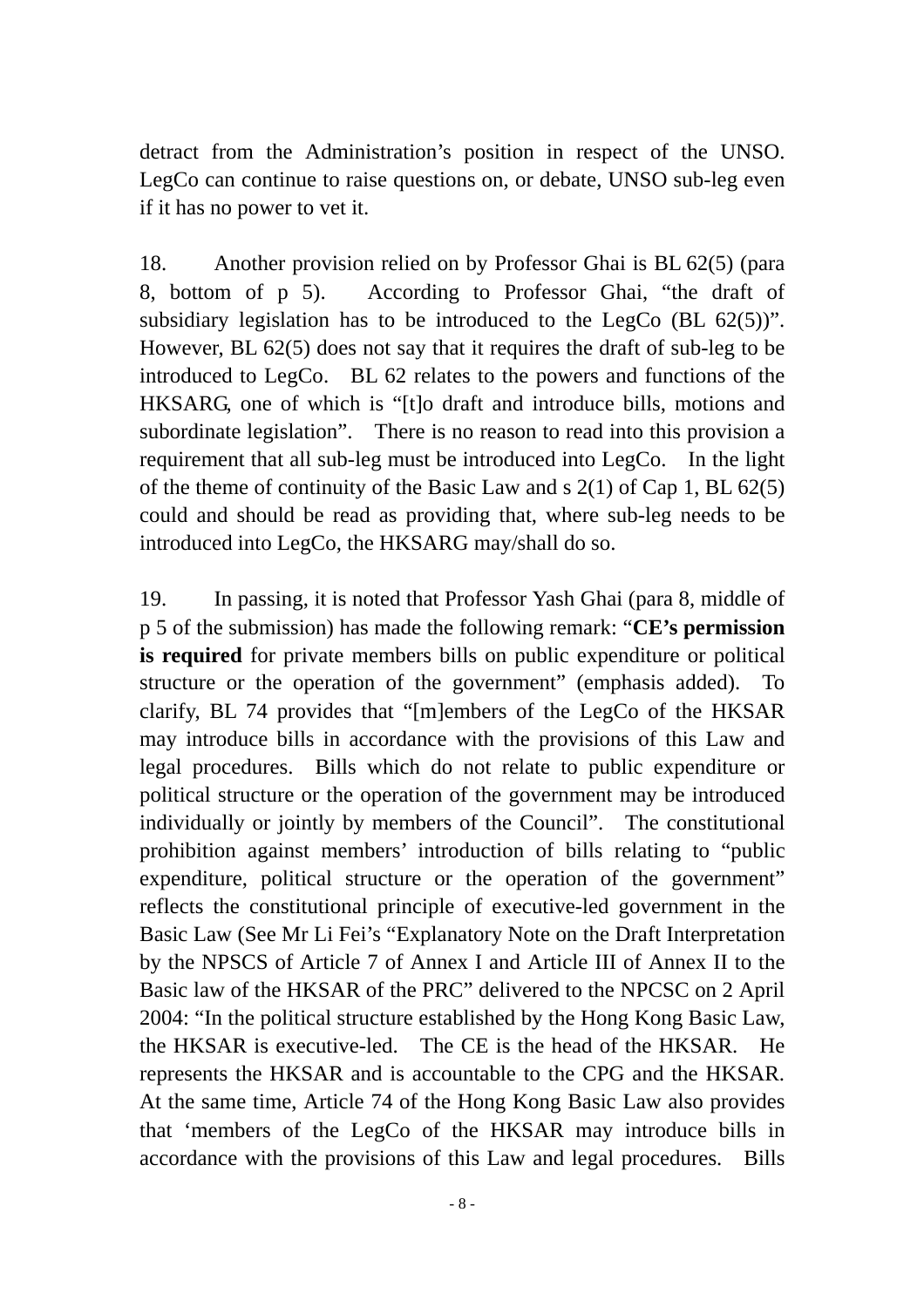detract from the Administration's position in respect of the UNSO. LegCo can continue to raise questions on, or debate, UNSO sub-leg even if it has no power to vet it.

18. Another provision relied on by Professor Ghai is BL 62(5) (para 8, bottom of p 5). According to Professor Ghai, "the draft of subsidiary legislation has to be introduced to the LegCo (BL 62(5))". However, BL 62(5) does not say that it requires the draft of sub-leg to be introduced to LegCo. BL 62 relates to the powers and functions of the HKSARG, one of which is "[t]o draft and introduce bills, motions and subordinate legislation". There is no reason to read into this provision a requirement that all sub-leg must be introduced into LegCo. In the light of the theme of continuity of the Basic Law and s 2(1) of Cap 1, BL 62(5) could and should be read as providing that, where sub-leg needs to be introduced into LegCo, the HKSARG may/shall do so.

19. In passing, it is noted that Professor Yash Ghai (para 8, middle of p 5 of the submission) has made the following remark: "**CE's permission is required** for private members bills on public expenditure or political structure or the operation of the government" (emphasis added). To clarify, BL 74 provides that "[m]embers of the LegCo of the HKSAR may introduce bills in accordance with the provisions of this Law and legal procedures. Bills which do not relate to public expenditure or political structure or the operation of the government may be introduced individually or jointly by members of the Council". The constitutional prohibition against members' introduction of bills relating to "public expenditure, political structure or the operation of the government" reflects the constitutional principle of executive-led government in the Basic Law (See Mr Li Fei's "Explanatory Note on the Draft Interpretation by the NPSCS of Article 7 of Annex I and Article III of Annex II to the Basic law of the HKSAR of the PRC" delivered to the NPCSC on 2 April 2004: "In the political structure established by the Hong Kong Basic Law, the HKSAR is executive-led. The CE is the head of the HKSAR. He represents the HKSAR and is accountable to the CPG and the HKSAR. At the same time, Article 74 of the Hong Kong Basic Law also provides that 'members of the LegCo of the HKSAR may introduce bills in accordance with the provisions of this Law and legal procedures. Bills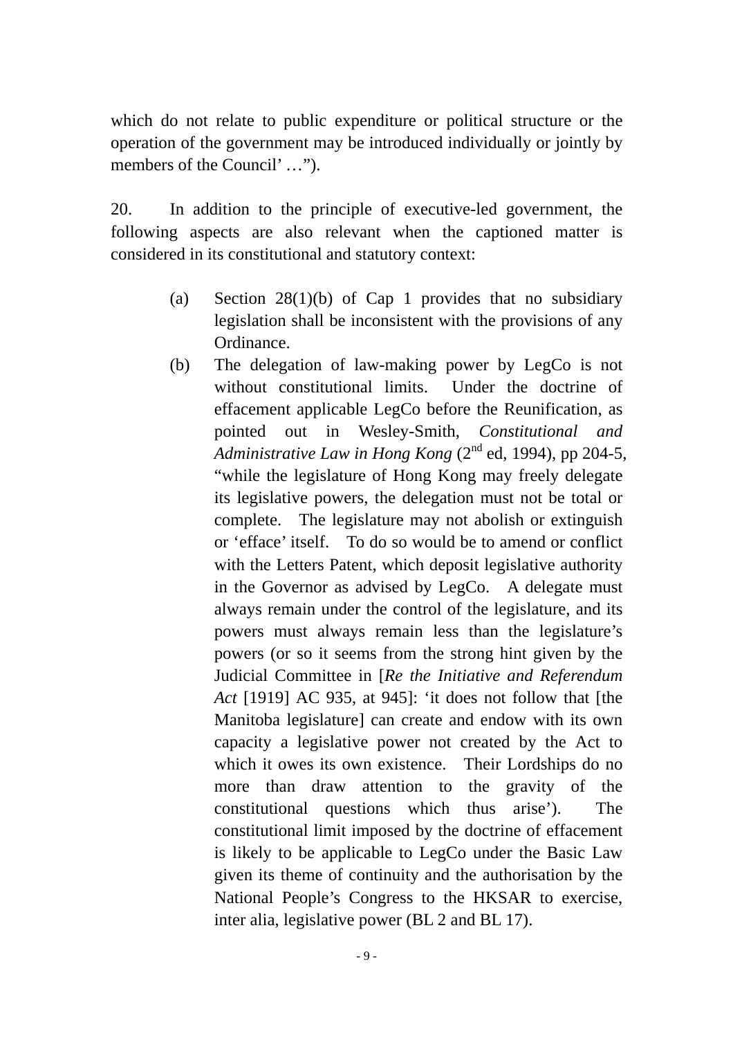which do not relate to public expenditure or political structure or the operation of the government may be introduced individually or jointly by members of the Council' …").

20. In addition to the principle of executive-led government, the following aspects are also relevant when the captioned matter is considered in its constitutional and statutory context:

(a) Section 28(1)(b) of Cap 1 provides that no subsidiary legislation shall be inconsistent with the provisions of any Ordinance.

(b) The delegation of law-making power by LegCo is not without constitutional limits. Under the doctrine of effacement applicable LegCo before the Reunification, as pointed out in Wesley-Smith, *Constitutional and Administrative Law in Hong Kong* (2nd ed, 1994), pp 204-5, "while the legislature of Hong Kong may freely delegate its legislative powers, the delegation must not be total or complete. The legislature may not abolish or extinguish or 'efface' itself. To do so would be to amend or conflict with the Letters Patent, which deposit legislative authority in the Governor as advised by LegCo. A delegate must always remain under the control of the legislature, and its powers must always remain less than the legislature's powers (or so it seems from the strong hint given by the Judicial Committee in [*Re the Initiative and Referendum Act* [1919] AC 935, at 945]: 'it does not follow that [the Manitoba legislature] can create and endow with its own capacity a legislative power not created by the Act to which it owes its own existence. Their Lordships do no more than draw attention to the gravity of the constitutional questions which thus arise'). The constitutional limit imposed by the doctrine of effacement is likely to be applicable to LegCo under the Basic Law given its theme of continuity and the authorisation by the National People's Congress to the HKSAR to exercise, inter alia, legislative power (BL 2 and BL 17).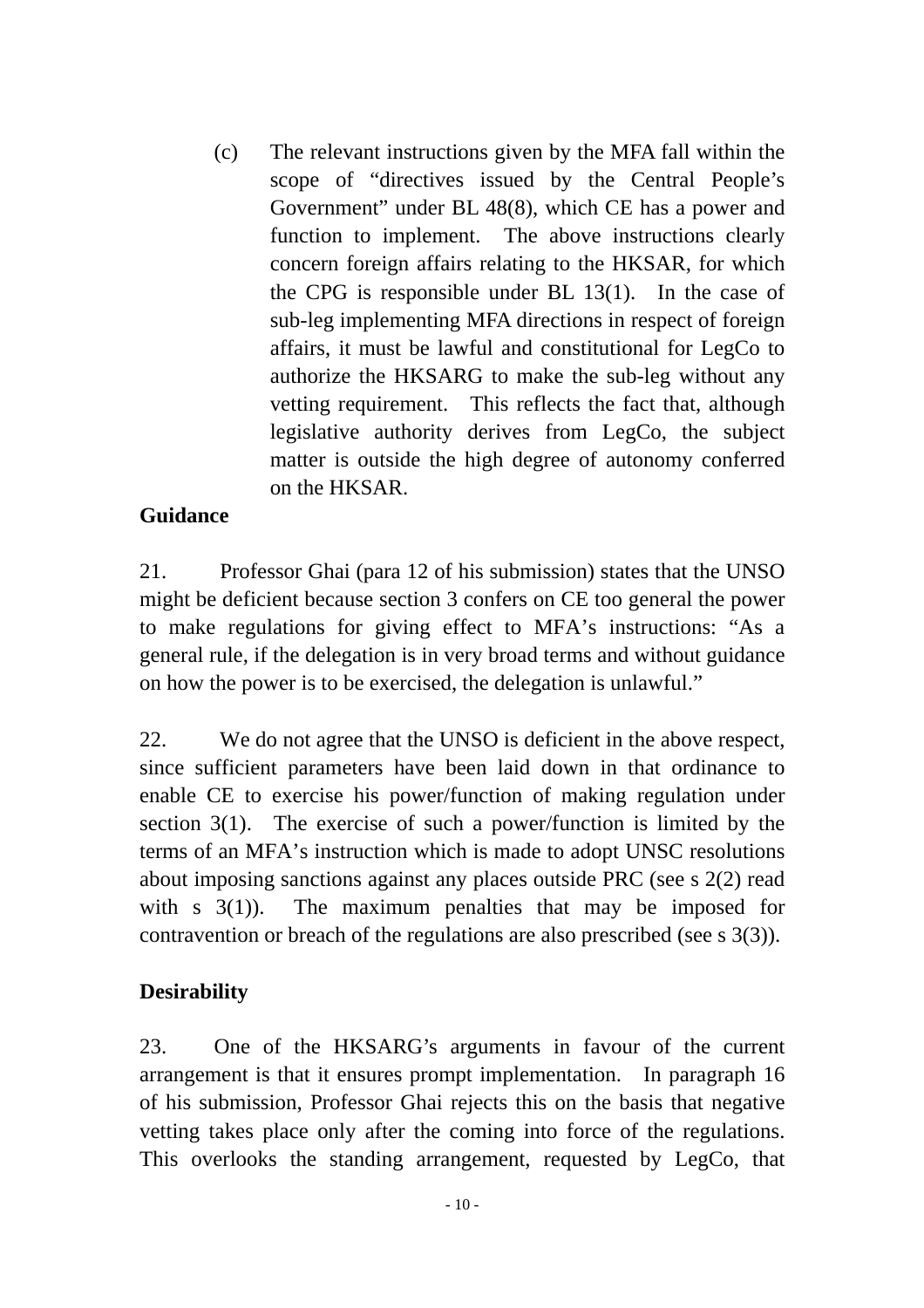(c) The relevant instructions given by the MFA fall within the scope of "directives issued by the Central People's Government" under BL 48(8), which CE has a power and function to implement. The above instructions clearly concern foreign affairs relating to the HKSAR, for which the CPG is responsible under BL 13(1). In the case of sub-leg implementing MFA directions in respect of foreign affairs, it must be lawful and constitutional for LegCo to authorize the HKSARG to make the sub-leg without any vetting requirement. This reflects the fact that, although legislative authority derives from LegCo, the subject matter is outside the high degree of autonomy conferred on the HKSAR.

**Guidance**

21. Professor Ghai (para 12 of his submission) states that the UNSO might be deficient because section 3 confers on CE too general the power to make regulations for giving effect to MFA's instructions: "As a general rule, if the delegation is in very broad terms and without guidance on how the power is to be exercised, the delegation is unlawful."

22. We do not agree that the UNSO is deficient in the above respect, since sufficient parameters have been laid down in that ordinance to enable CE to exercise his power/function of making regulation under section 3(1). The exercise of such a power/function is limited by the terms of an MFA's instruction which is made to adopt UNSC resolutions about imposing sanctions against any places outside PRC (see s 2(2) read with s 3(1)). The maximum penalties that may be imposed for contravention or breach of the regulations are also prescribed (see s 3(3)).

**Desirability**

23. One of the HKSARG's arguments in favour of the current arrangement is that it ensures prompt implementation. In paragraph 16 of his submission, Professor Ghai rejects this on the basis that negative vetting takes place only after the coming into force of the regulations. This overlooks the standing arrangement, requested by LegCo, that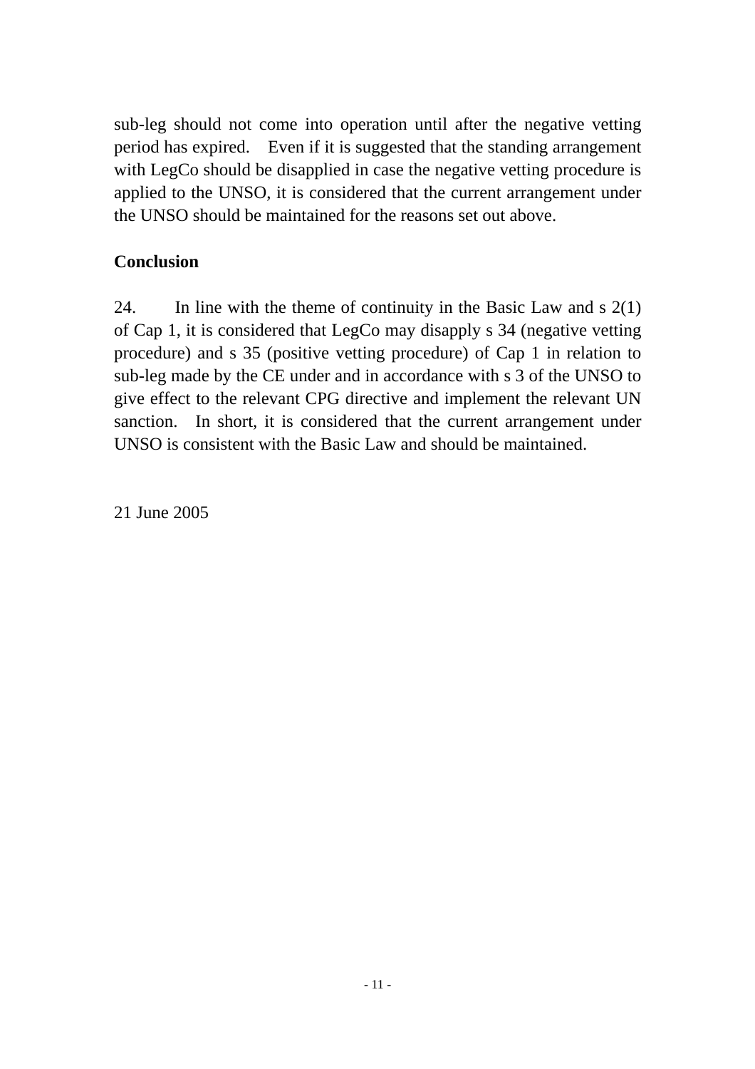sub-leg should not come into operation until after the negative vetting period has expired. Even if it is suggested that the standing arrangement with LegCo should be disapplied in case the negative vetting procedure is applied to the UNSO, it is considered that the current arrangement under the UNSO should be maintained for the reasons set out above.

**Conclusion**

24. In line with the theme of continuity in the Basic Law and s 2(1) of Cap 1, it is considered that LegCo may disapply s 34 (negative vetting procedure) and s 35 (positive vetting procedure) of Cap 1 in relation to sub-leg made by the CE under and in accordance with s 3 of the UNSO to give effect to the relevant CPG directive and implement the relevant UN sanction. In short, it is considered that the current arrangement under UNSO is consistent with the Basic Law and should be maintained.

21 June 2005